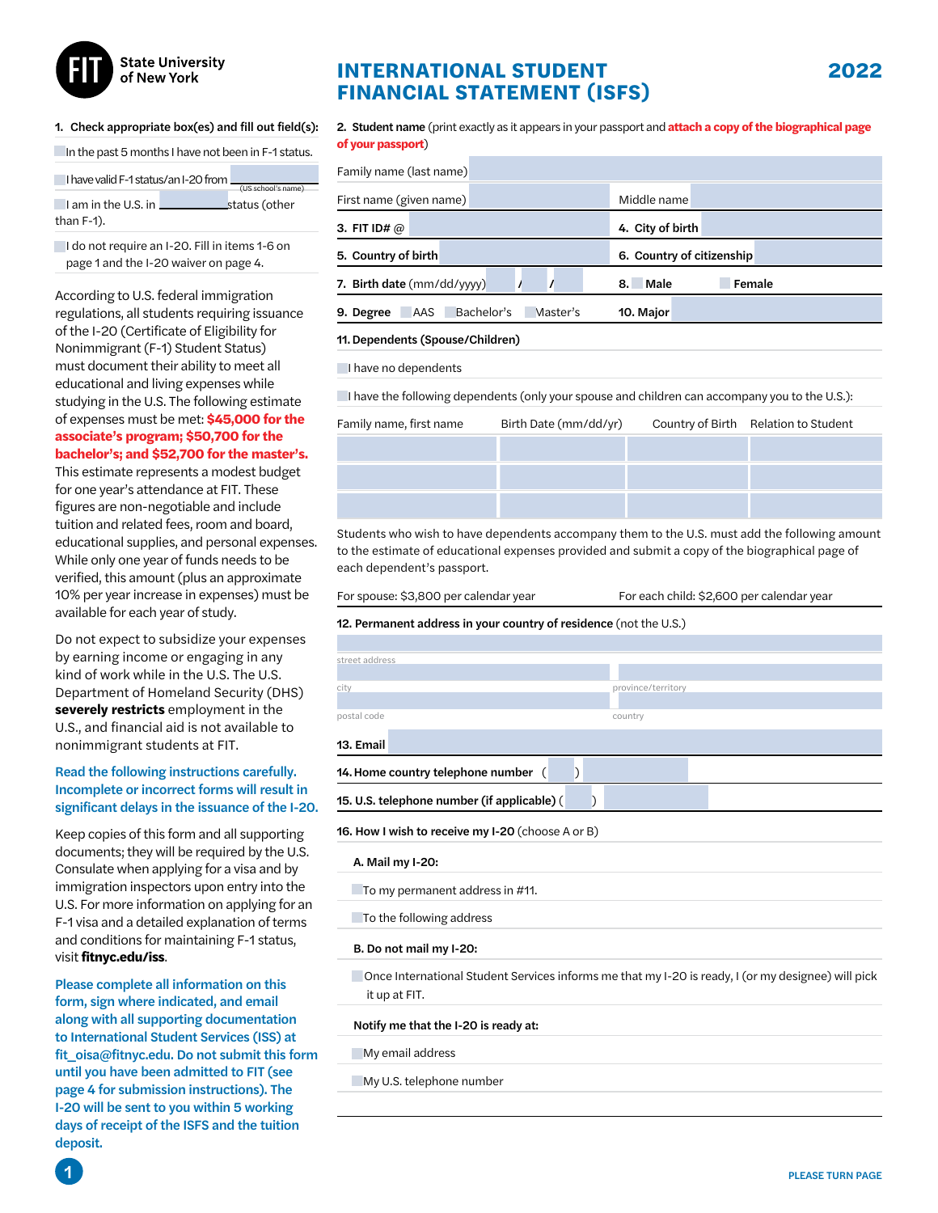FIT State University of New York

# INTERNATIONAL STUDENT FINANCIAL STATEMENT (ISFS)

2022

**1. Check appropriate box(es) and fill out field(s):**

☐ In the past 5 months I have not been in F-1 status.

☐ I have valid F-1 status/an I-20 from ____________ (US school's name)

☐ I am in the U.S. in ____________ status (other than F-1).

☐ I do not require an I-20. Fill in items 1-6 on page 1 and the I-20 waiver on page 4.

According to U.S. federal immigration regulations, all students requiring issuance of the I-20 (Certificate of Eligibility for Nonimmigrant (F-1) Student Status) must document their ability to meet all educational and living expenses while studying in the U.S. The following estimate of expenses must be met: **$45,000 for the associate's program; $50,700 for the bachelor's; and $52,700 for the master's.** This estimate represents a modest budget for one year's attendance at FIT. These figures are non-negotiable and include tuition and related fees, room and board, educational supplies, and personal expenses. While only one year of funds needs to be verified, this amount (plus an approximate 10% per year increase in expenses) must be available for each year of study.

Do not expect to subsidize your expenses by earning income or engaging in any kind of work while in the U.S. The U.S. Department of Homeland Security (DHS) **severely restricts** employment in the U.S., and financial aid is not available to nonimmigrant students at FIT.

**Read the following instructions carefully. Incomplete or incorrect forms will result in significant delays in the issuance of the I-20.**

Keep copies of this form and all supporting documents; they will be required by the U.S. Consulate when applying for a visa and by immigration inspectors upon entry into the U.S. For more information on applying for an F-1 visa and a detailed explanation of terms and conditions for maintaining F-1 status, visit **fitnyc.edu/iss**.

**Please complete all information on this form, sign where indicated, and email along with all supporting documentation to International Student Services (ISS) at fit_oisa@fitnyc.edu. Do not submit this form until you have been admitted to FIT (see page 4 for submission instructions). The I-20 will be sent to you within 5 working days of receipt of the ISFS and the tuition deposit.**

**2. Student name** (print exactly as it appears in your passport and **attach a copy of the biographical page of your passport**)

Family name (last name) ____________

First name (given name) ____________ Middle name ____________

**3. FIT ID# @** ____________ **4. City of birth** ____________

**5. Country of birth** ____________ **6. Country of citizenship** ____________

**7. Birth date** (mm/dd/yyyy) ____ / ____ / ____ **8.** ☐ **Male** ☐ **Female**

**9. Degree** ☐ AAS ☐ Bachelor's ☐ Master's **10. Major** ____________

**11. Dependents (Spouse/Children)**

☐ I have no dependents

☐ I have the following dependents (only your spouse and children can accompany you to the U.S.):

| Family name, first name | Birth Date (mm/dd/yr) | Country of Birth | Relation to Student |
|---|---|---|---|
| | | | |
| | | | |
| | | | |

Students who wish to have dependents accompany them to the U.S. must add the following amount to the estimate of educational expenses provided and submit a copy of the biographical page of each dependent's passport.

For spouse: $3,800 per calendar year For each child: $2,600 per calendar year

**12. Permanent address in your country of residence** (not the U.S.)

street address ____________

city ____________ province/territory ____________

postal code ____________ country ____________

**13. Email** ____________

**14. Home country telephone number** ( ) ____________

**15. U.S. telephone number (if applicable)** ( ) ____________

**16. How I wish to receive my I-20** (choose A or B)

**A. Mail my I-20:**

☐ To my permanent address in #11.

☐ To the following address

**B. Do not mail my I-20:**

☐ Once International Student Services informs me that my I-20 is ready, I (or my designee) will pick it up at FIT.

**Notify me that the I-20 is ready at:**

☐ My email address

☐ My U.S. telephone number

PLEASE TURN PAGE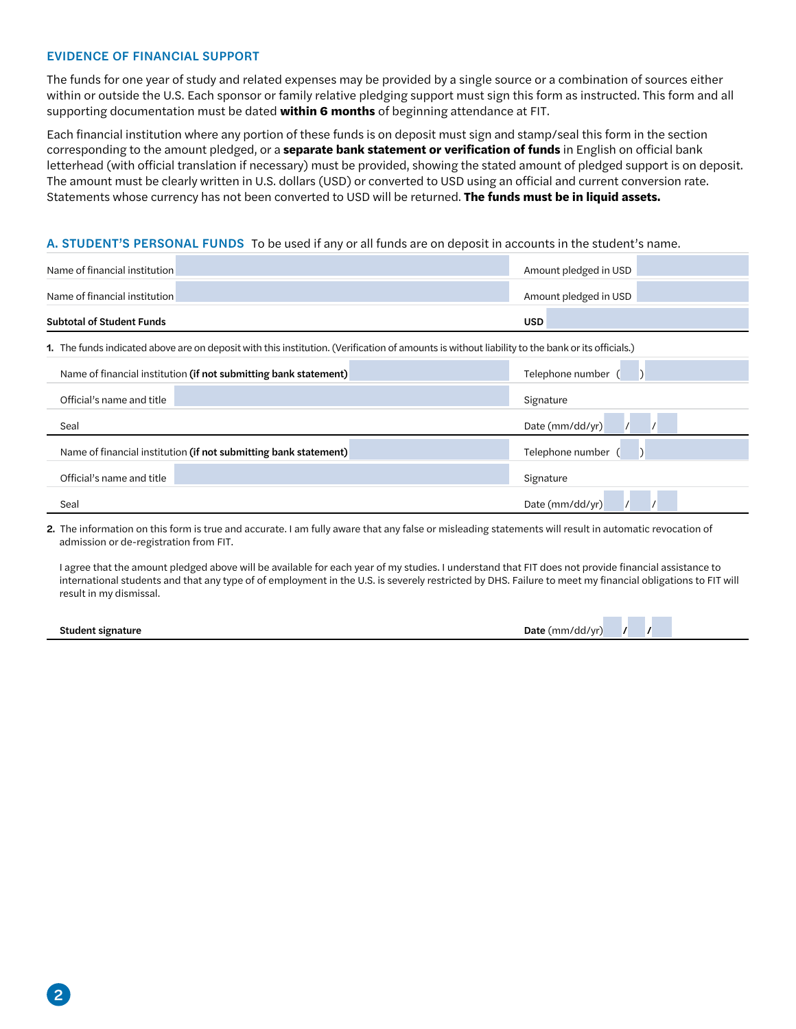## EVIDENCE OF FINANCIAL SUPPORT

The funds for one year of study and related expenses may be provided by a single source or a combination of sources either within or outside the U.S. Each sponsor or family relative pledging support must sign this form as instructed. This form and all supporting documentation must be dated **within 6 months** of beginning attendance at FIT.

Each financial institution where any portion of these funds is on deposit must sign and stamp/seal this form in the section corresponding to the amount pledged, or a **separate bank statement or verification of funds** in English on official bank letterhead (with official translation if necessary) must be provided, showing the stated amount of pledged support is on deposit. The amount must be clearly written in U.S. dollars (USD) or converted to USD using an official and current conversion rate. Statements whose currency has not been converted to USD will be returned. **The funds must be in liquid assets.**

### A. STUDENT'S PERSONAL FUNDS To be used if any or all funds are on deposit in accounts in the student's name.

| | | | |
|---|---|---|---|
| Name of financial institution | | Amount pledged in USD | |
| Name of financial institution | | Amount pledged in USD | |
| **Subtotal of Student Funds** | | **USD** | |

**1.** The funds indicated above are on deposit with this institution. (Verification of amounts is without liability to the bank or its officials.)

| | | | |
|---|---|---|---|
| Name of financial institution **(if not submitting bank statement)** | | Telephone number ( ) | |
| Official's name and title | | Signature | |
| Seal | | Date (mm/dd/yr) / / | |
| Name of financial institution **(if not submitting bank statement)** | | Telephone number ( ) | |
| Official's name and title | | Signature | |
| Seal | | Date (mm/dd/yr) / / | |

**2.** The information on this form is true and accurate. I am fully aware that any false or misleading statements will result in automatic revocation of admission or de-registration from FIT.

I agree that the amount pledged above will be available for each year of my studies. I understand that FIT does not provide financial assistance to international students and that any type of of employment in the U.S. is severely restricted by DHS. Failure to meet my financial obligations to FIT will result in my dismissal.

**Student signature** **Date** (mm/dd/yr) / /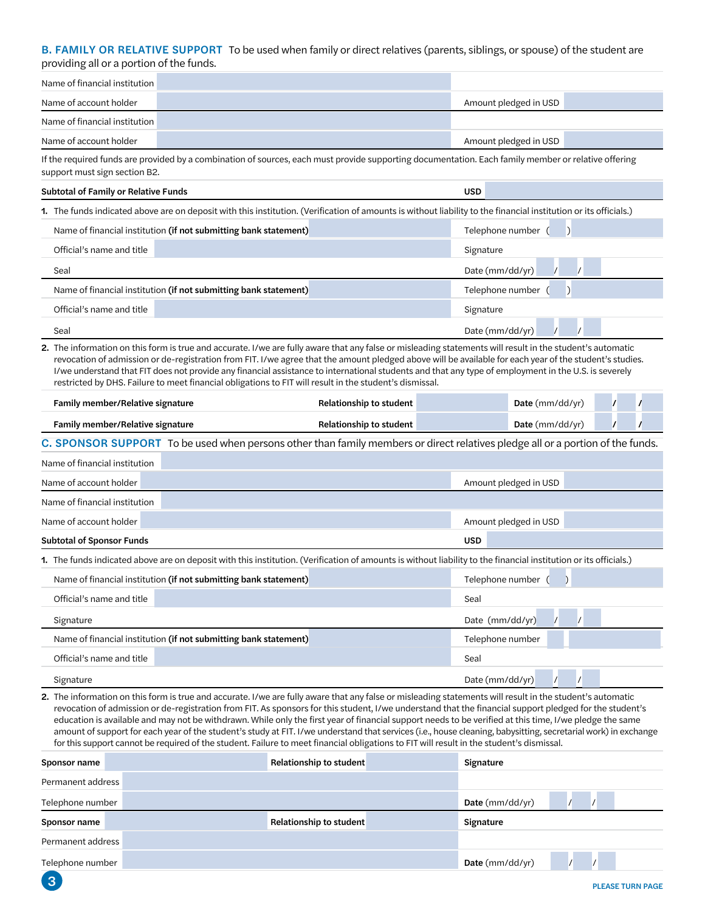## B. FAMILY OR RELATIVE SUPPORT

To be used when family or direct relatives (parents, siblings, or spouse) of the student are providing all or a portion of the funds.

| | | | |
|---|---|---|---|
| Name of financial institution | | | |
| Name of account holder | | Amount pledged in USD | |
| Name of financial institution | | | |
| Name of account holder | | Amount pledged in USD | |

If the required funds are provided by a combination of sources, each must provide supporting documentation. Each family member or relative offering support must sign section B2.

| | | | |
|---|---|---|---|
| **Subtotal of Family or Relative Funds** | | **USD** | |

**1.** The funds indicated above are on deposit with this institution. (Verification of amounts is without liability to the financial institution or its officials.)

| | | | |
|---|---|---|---|
| Name of financial institution **(if not submitting bank statement)** | | Telephone number ( ) | |
| Official's name and title | | Signature | |
| Seal | | Date (mm/dd/yr) | / / |
| Name of financial institution **(if not submitting bank statement)** | | Telephone number ( ) | |
| Official's name and title | | Signature | |
| Seal | | Date (mm/dd/yr) | / / |

**2.** The information on this form is true and accurate. I/we are fully aware that any false or misleading statements will result in the student's automatic revocation of admission or de-registration from FIT. I/we agree that the amount pledged above will be available for each year of the student's studies. I/we understand that FIT does not provide any financial assistance to international students and that any type of employment in the U.S. is severely restricted by DHS. Failure to meet financial obligations to FIT will result in the student's dismissal.

| | | | | | |
|---|---|---|---|---|---|
| **Family member/Relative signature** | | **Relationship to student** | | **Date** (mm/dd/yr) | / / |
| **Family member/Relative signature** | | **Relationship to student** | | **Date** (mm/dd/yr) | / / |

## C. SPONSOR SUPPORT

To be used when persons other than family members or direct relatives pledge all or a portion of the funds.

| | | | |
|---|---|---|---|
| Name of financial institution | | | |
| Name of account holder | | Amount pledged in USD | |
| Name of financial institution | | | |
| Name of account holder | | Amount pledged in USD | |
| **Subtotal of Sponsor Funds** | | **USD** | |

**1.** The funds indicated above are on deposit with this institution. (Verification of amounts is without liability to the financial institution or its officials.)

| | | | |
|---|---|---|---|
| Name of financial institution **(if not submitting bank statement)** | | Telephone number ( ) | |
| Official's name and title | | Seal | |
| Signature | | Date (mm/dd/yr) | / / |
| Name of financial institution **(if not submitting bank statement)** | | Telephone number | |
| Official's name and title | | Seal | |
| Signature | | Date (mm/dd/yr) | / / |

**2.** The information on this form is true and accurate. I/we are fully aware that any false or misleading statements will result in the student's automatic revocation of admission or de-registration from FIT. As sponsors for this student, I/we understand that the financial support pledged for the student's education is available and may not be withdrawn. While only the first year of financial support needs to be verified at this time, I/we pledge the same amount of support for each year of the student's study at FIT. I/we understand that services (i.e., house cleaning, babysitting, secretarial work) in exchange for this support cannot be required of the student. Failure to meet financial obligations to FIT will result in the student's dismissal.

| | | | | | |
|---|---|---|---|---|---|
| **Sponsor name** | | **Relationship to student** | | **Signature** | |
| Permanent address | | | | | |
| Telephone number | | | | **Date** (mm/dd/yr) | / / |
| **Sponsor name** | | **Relationship to student** | | **Signature** | |
| Permanent address | | | | | |
| Telephone number | | | | **Date** (mm/dd/yr) | / / |

PLEASE TURN PAGE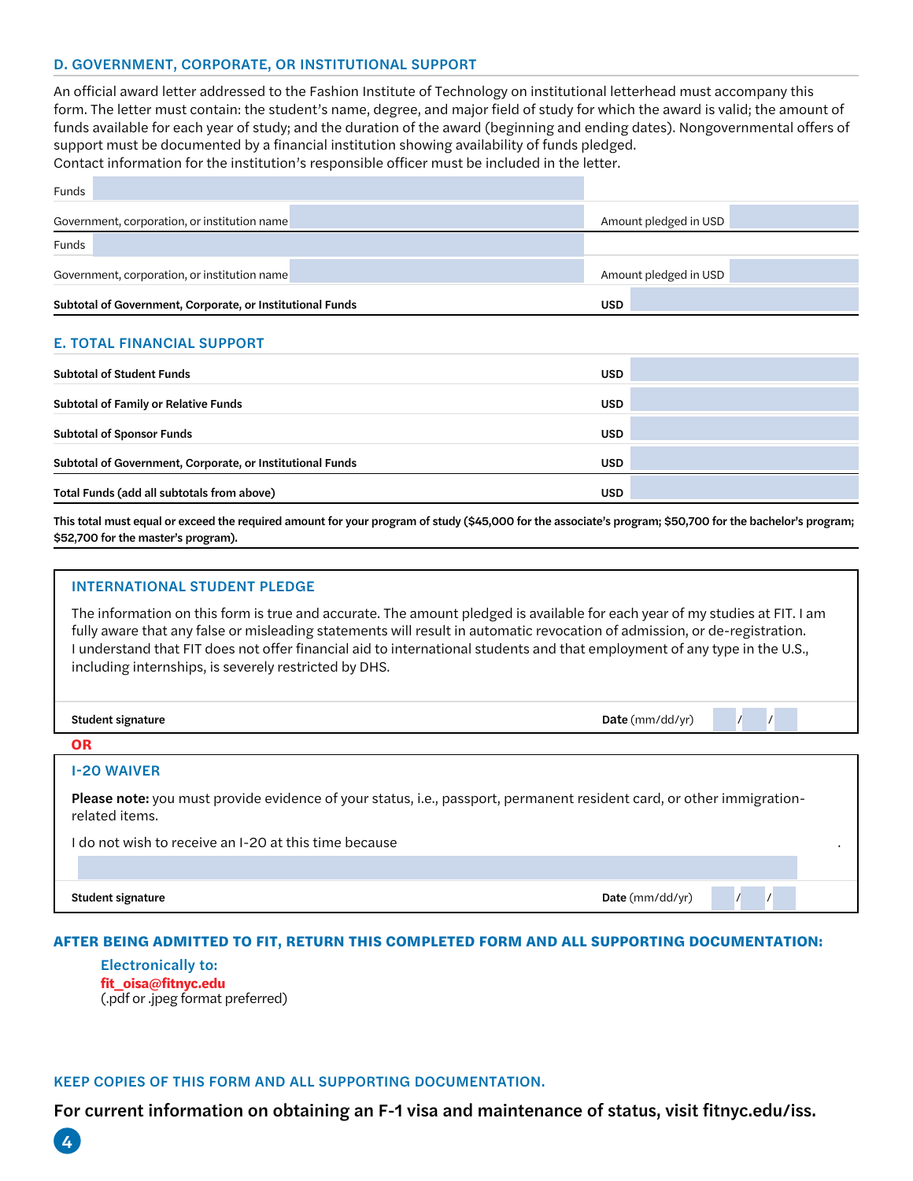## D. GOVERNMENT, CORPORATE, OR INSTITUTIONAL SUPPORT

An official award letter addressed to the Fashion Institute of Technology on institutional letterhead must accompany this form. The letter must contain: the student's name, degree, and major field of study for which the award is valid; the amount of funds available for each year of study; and the duration of the award (beginning and ending dates). Nongovernmental offers of support must be documented by a financial institution showing availability of funds pledged.
Contact information for the institution's responsible officer must be included in the letter.

| | | | |
|---|---|---|---|
| Funds | | | |
| Government, corporation, or institution name | | Amount pledged in USD | |
| Funds | | | |
| Government, corporation, or institution name | | Amount pledged in USD | |
| **Subtotal of Government, Corporate, or Institutional Funds** | | **USD** | |

## E. TOTAL FINANCIAL SUPPORT

| | | |
|---|---|---|
| **Subtotal of Student Funds** | **USD** | |
| **Subtotal of Family or Relative Funds** | **USD** | |
| **Subtotal of Sponsor Funds** | **USD** | |
| **Subtotal of Government, Corporate, or Institutional Funds** | **USD** | |
| **Total Funds (add all subtotals from above)** | **USD** | |

**This total must equal or exceed the required amount for your program of study ($45,000 for the associate's program; $50,700 for the bachelor's program; $52,700 for the master's program).**

### INTERNATIONAL STUDENT PLEDGE

The information on this form is true and accurate. The amount pledged is available for each year of my studies at FIT. I am fully aware that any false or misleading statements will result in automatic revocation of admission, or de-registration. I understand that FIT does not offer financial aid to international students and that employment of any type in the U.S., including internships, is severely restricted by DHS.

**Student signature** **Date** (mm/dd/yr) / /

**OR**

### I-20 WAIVER

**Please note:** you must provide evidence of your status, i.e., passport, permanent resident card, or other immigration-related items.

I do not wish to receive an I-20 at this time because .

**Student signature** **Date** (mm/dd/yr) / /

**AFTER BEING ADMITTED TO FIT, RETURN THIS COMPLETED FORM AND ALL SUPPORTING DOCUMENTATION:**

**Electronically to:**
**fit_oisa@fitnyc.edu**
(.pdf or .jpeg format preferred)

**KEEP COPIES OF THIS FORM AND ALL SUPPORTING DOCUMENTATION.**

**For current information on obtaining an F-1 visa and maintenance of status, visit fitnyc.edu/iss.**